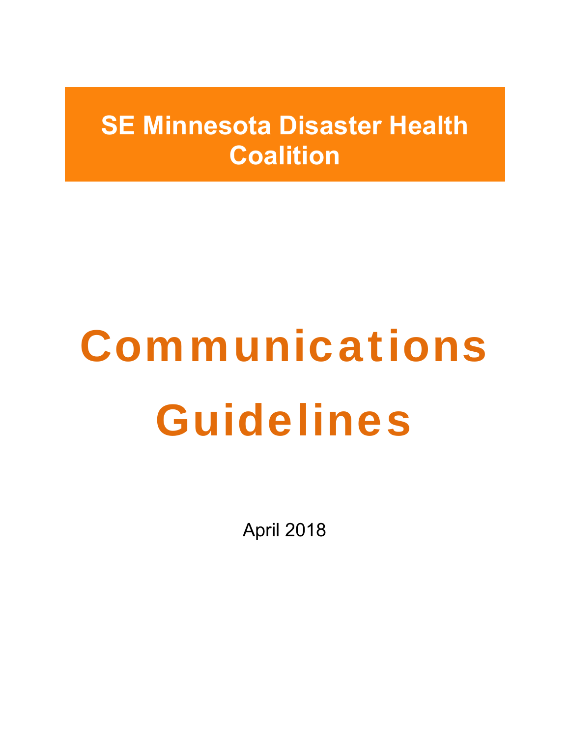# SE Minnesota Disaster Health Coalition

# Communications Guidelines

April 2018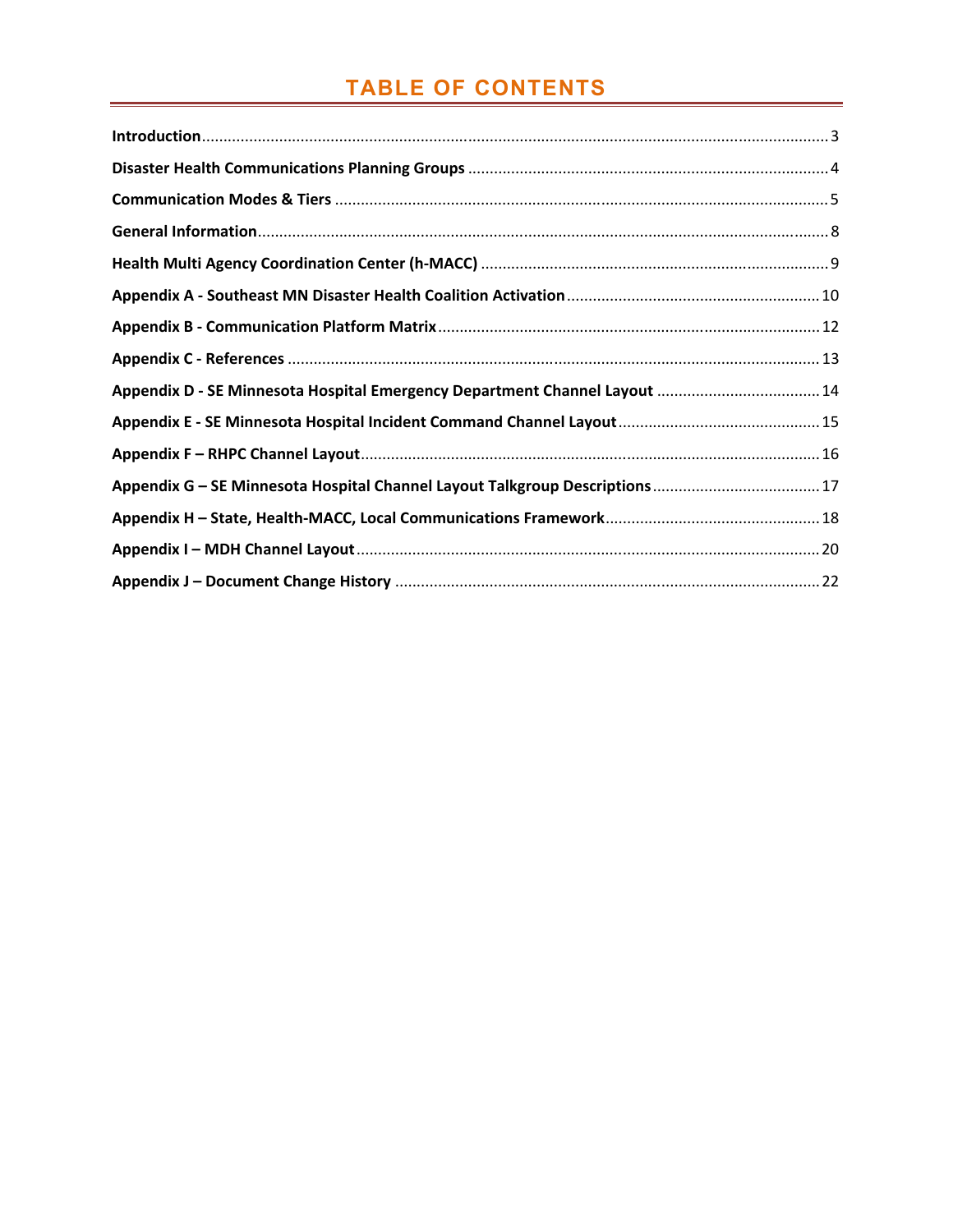# TABLE OF CONTENTS

**Introduction** ........ 3

**Disaster Health Communications Planning Groups** ........ 4

**Communication Modes & Tiers** ........ 5

**General Information** ........ 8

**Health Multi Agency Coordination Center (h-MACC)** ........ 9

**Appendix A - Southeast MN Disaster Health Coalition Activation** ........ 10

**Appendix B - Communication Platform Matrix** ........ 12

**Appendix C - References** ........ 13

**Appendix D - SE Minnesota Hospital Emergency Department Channel Layout** ........ 14

**Appendix E - SE Minnesota Hospital Incident Command Channel Layout** ........ 15

**Appendix F – RHPC Channel Layout** ........ 16

**Appendix G – SE Minnesota Hospital Channel Layout Talkgroup Descriptions** ........ 17

**Appendix H – State, Health-MACC, Local Communications Framework** ........ 18

**Appendix I – MDH Channel Layout** ........ 20

**Appendix J – Document Change History** ........ 22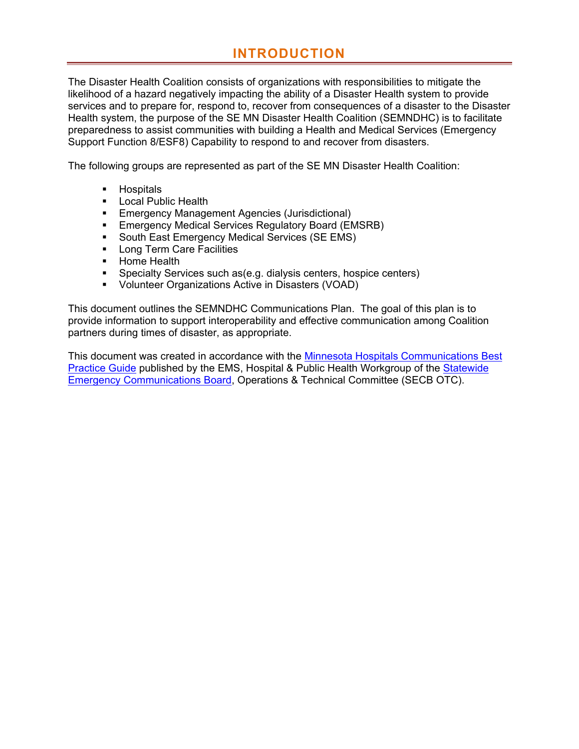# INTRODUCTION

The Disaster Health Coalition consists of organizations with responsibilities to mitigate the likelihood of a hazard negatively impacting the ability of a Disaster Health system to provide services and to prepare for, respond to, recover from consequences of a disaster to the Disaster Health system, the purpose of the SE MN Disaster Health Coalition (SEMNDHC) is to facilitate preparedness to assist communities with building a Health and Medical Services (Emergency Support Function 8/ESF8) Capability to respond to and recover from disasters.

The following groups are represented as part of the SE MN Disaster Health Coalition:

- Hospitals
- Local Public Health
- Emergency Management Agencies (Jurisdictional)
- Emergency Medical Services Regulatory Board (EMSRB)
- South East Emergency Medical Services (SE EMS)
- Long Term Care Facilities
- Home Health
- Specialty Services such as(e.g. dialysis centers, hospice centers)
- Volunteer Organizations Active in Disasters (VOAD)

This document outlines the SEMNDHC Communications Plan. The goal of this plan is to provide information to support interoperability and effective communication among Coalition partners during times of disaster, as appropriate.

This document was created in accordance with the Minnesota Hospitals Communications Best Practice Guide published by the EMS, Hospital & Public Health Workgroup of the Statewide Emergency Communications Board, Operations & Technical Committee (SECB OTC).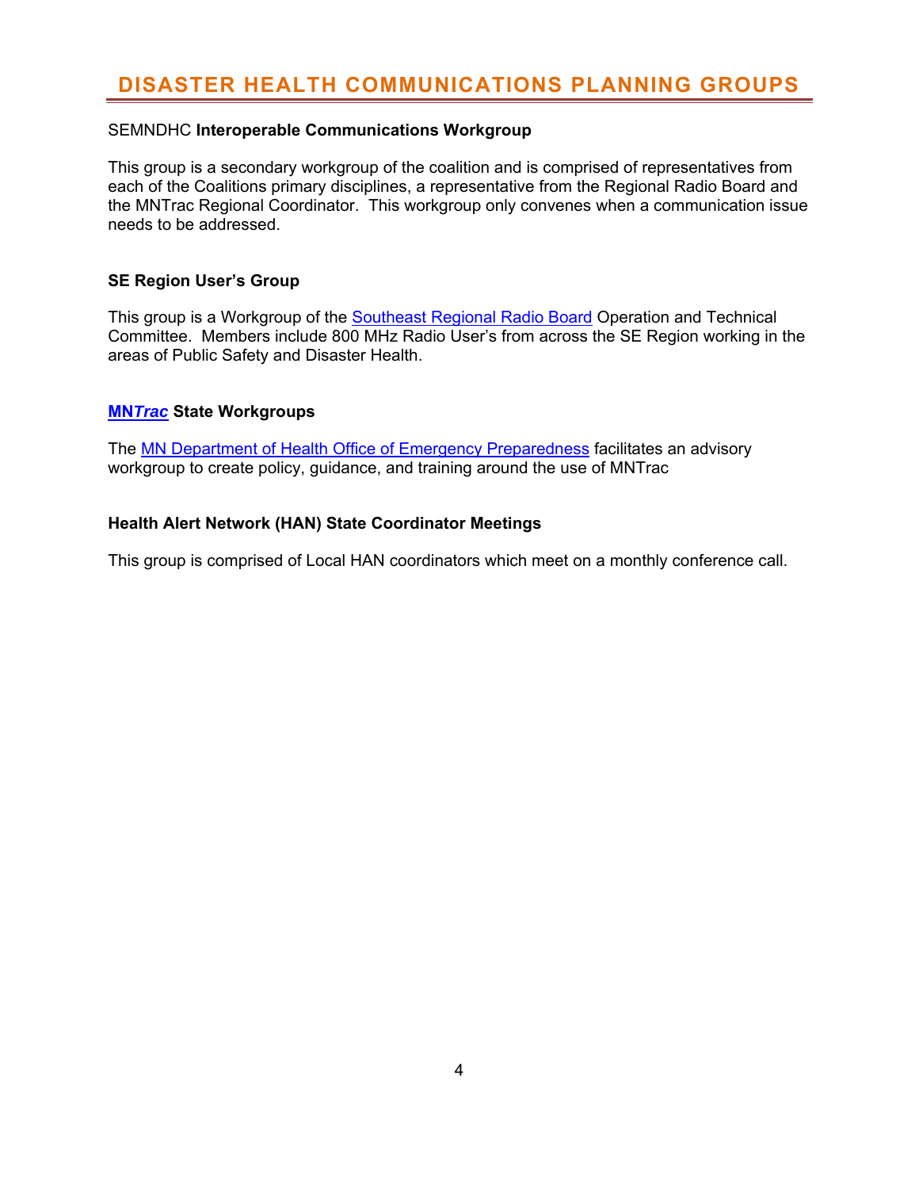# DISASTER HEALTH COMMUNICATIONS PLANNING GROUPS

SEMNDHC **Interoperable Communications Workgroup**

This group is a secondary workgroup of the coalition and is comprised of representatives from each of the Coalitions primary disciplines, a representative from the Regional Radio Board and the MNTrac Regional Coordinator. This workgroup only convenes when a communication issue needs to be addressed.

**SE Region User's Group**

This group is a Workgroup of the Southeast Regional Radio Board Operation and Technical Committee. Members include 800 MHz Radio User's from across the SE Region working in the areas of Public Safety and Disaster Health.

**MN*Trac* State Workgroups**

The MN Department of Health Office of Emergency Preparedness facilitates an advisory workgroup to create policy, guidance, and training around the use of MNTrac

**Health Alert Network (HAN) State Coordinator Meetings**

This group is comprised of Local HAN coordinators which meet on a monthly conference call.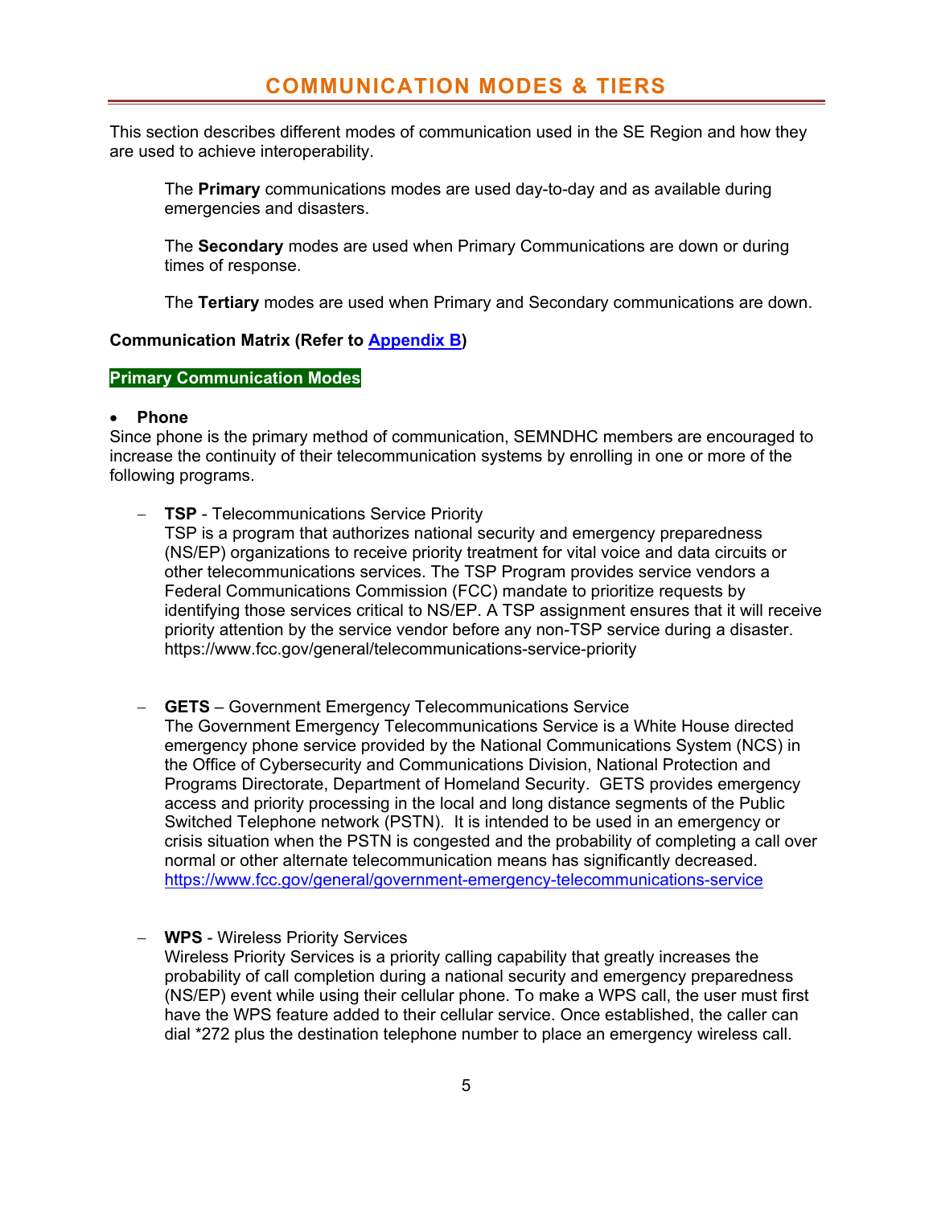# COMMUNICATION MODES & TIERS

This section describes different modes of communication used in the SE Region and how they are used to achieve interoperability.

The **Primary** communications modes are used day-to-day and as available during emergencies and disasters.

The **Secondary** modes are used when Primary Communications are down or during times of response.

The **Tertiary** modes are used when Primary and Secondary communications are down.

**Communication Matrix (Refer to [Appendix B](#))**

**Primary Communication Modes**

- **Phone**

Since phone is the primary method of communication, SEMNDHC members are encouraged to increase the continuity of their telecommunication systems by enrolling in one or more of the following programs.

- **TSP** - Telecommunications Service Priority
  TSP is a program that authorizes national security and emergency preparedness (NS/EP) organizations to receive priority treatment for vital voice and data circuits or other telecommunications services. The TSP Program provides service vendors a Federal Communications Commission (FCC) mandate to prioritize requests by identifying those services critical to NS/EP. A TSP assignment ensures that it will receive priority attention by the service vendor before any non-TSP service during a disaster. https://www.fcc.gov/general/telecommunications-service-priority

- **GETS** – Government Emergency Telecommunications Service
  The Government Emergency Telecommunications Service is a White House directed emergency phone service provided by the National Communications System (NCS) in the Office of Cybersecurity and Communications Division, National Protection and Programs Directorate, Department of Homeland Security. GETS provides emergency access and priority processing in the local and long distance segments of the Public Switched Telephone network (PSTN). It is intended to be used in an emergency or crisis situation when the PSTN is congested and the probability of completing a call over normal or other alternate telecommunication means has significantly decreased. https://www.fcc.gov/general/government-emergency-telecommunications-service

- **WPS** - Wireless Priority Services
  Wireless Priority Services is a priority calling capability that greatly increases the probability of call completion during a national security and emergency preparedness (NS/EP) event while using their cellular phone. To make a WPS call, the user must first have the WPS feature added to their cellular service. Once established, the caller can dial *272 plus the destination telephone number to place an emergency wireless call.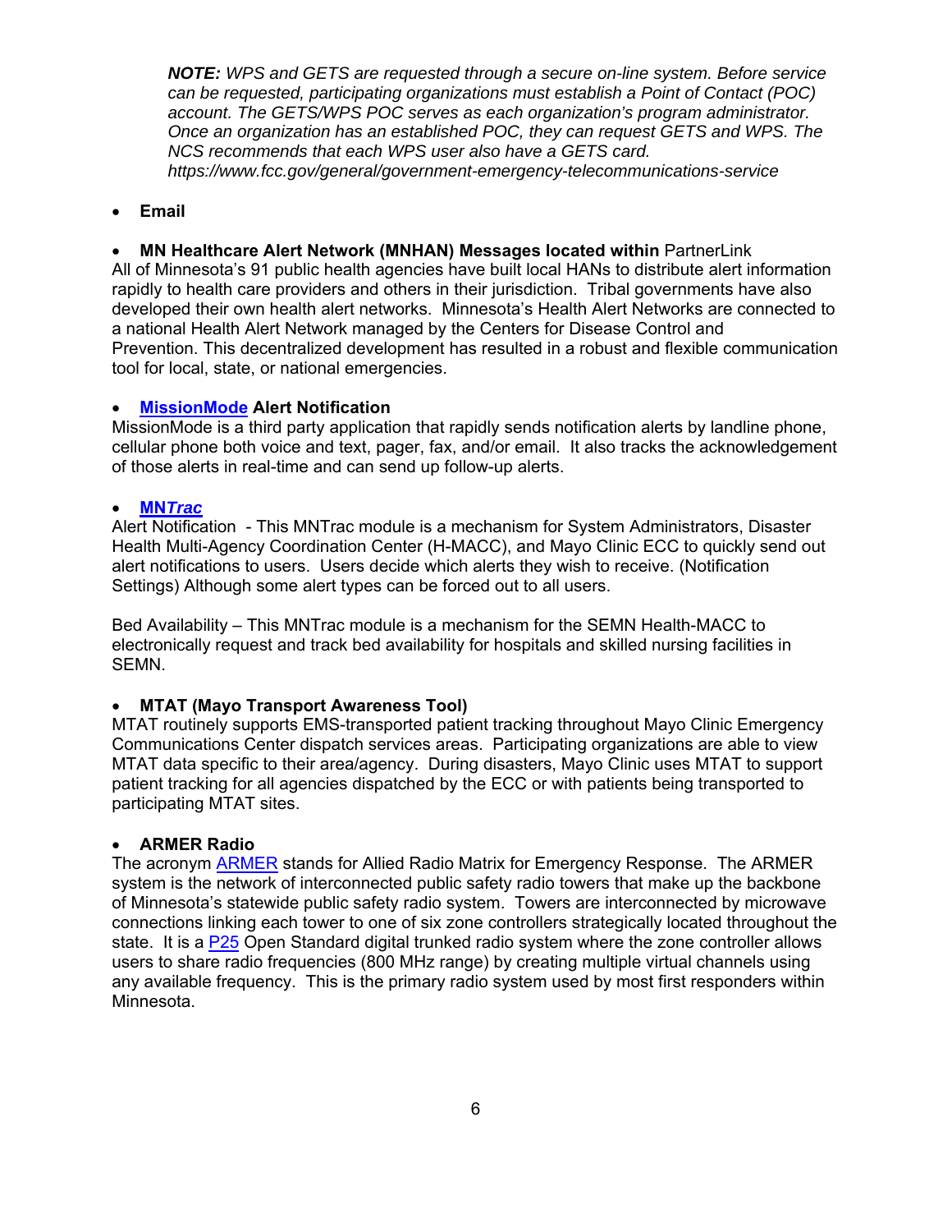***NOTE:*** *WPS and GETS are requested through a secure on-line system. Before service can be requested, participating organizations must establish a Point of Contact (POC) account. The GETS/WPS POC serves as each organization's program administrator. Once an organization has an established POC, they can request GETS and WPS. The NCS recommends that each WPS user also have a GETS card. https://www.fcc.gov/general/government-emergency-telecommunications-service*

- **Email**

- **MN Healthcare Alert Network (MNHAN) Messages located within** PartnerLink

All of Minnesota's 91 public health agencies have built local HANs to distribute alert information rapidly to health care providers and others in their jurisdiction. Tribal governments have also developed their own health alert networks. Minnesota's Health Alert Networks are connected to a national Health Alert Network managed by the Centers for Disease Control and Prevention. This decentralized development has resulted in a robust and flexible communication tool for local, state, or national emergencies.

- **MissionMode Alert Notification**

MissionMode is a third party application that rapidly sends notification alerts by landline phone, cellular phone both voice and text, pager, fax, and/or email. It also tracks the acknowledgement of those alerts in real-time and can send up follow-up alerts.

- **MN*Trac***

Alert Notification - This MNTrac module is a mechanism for System Administrators, Disaster Health Multi-Agency Coordination Center (H-MACC), and Mayo Clinic ECC to quickly send out alert notifications to users. Users decide which alerts they wish to receive. (Notification Settings) Although some alert types can be forced out to all users.

Bed Availability – This MNTrac module is a mechanism for the SEMN Health-MACC to electronically request and track bed availability for hospitals and skilled nursing facilities in SEMN.

- **MTAT (Mayo Transport Awareness Tool)**

MTAT routinely supports EMS-transported patient tracking throughout Mayo Clinic Emergency Communications Center dispatch services areas. Participating organizations are able to view MTAT data specific to their area/agency. During disasters, Mayo Clinic uses MTAT to support patient tracking for all agencies dispatched by the ECC or with patients being transported to participating MTAT sites.

- **ARMER Radio**

The acronym ARMER stands for Allied Radio Matrix for Emergency Response. The ARMER system is the network of interconnected public safety radio towers that make up the backbone of Minnesota's statewide public safety radio system. Towers are interconnected by microwave connections linking each tower to one of six zone controllers strategically located throughout the state. It is a P25 Open Standard digital trunked radio system where the zone controller allows users to share radio frequencies (800 MHz range) by creating multiple virtual channels using any available frequency. This is the primary radio system used by most first responders within Minnesota.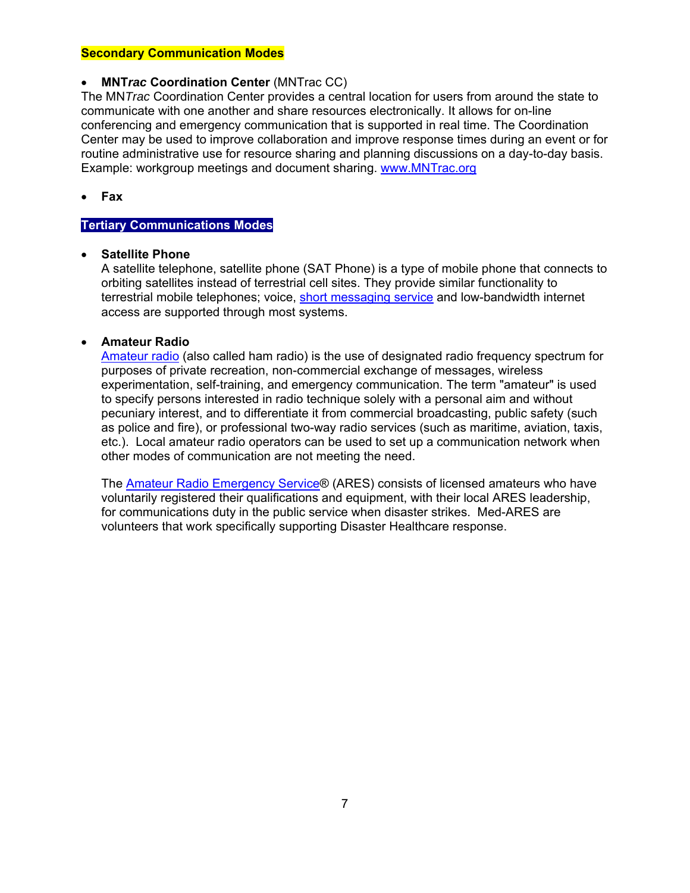**Secondary Communication Modes**

- **MNT*rac* Coordination Center** (MNTrac CC)

The MN*Trac* Coordination Center provides a central location for users from around the state to communicate with one another and share resources electronically. It allows for on-line conferencing and emergency communication that is supported in real time. The Coordination Center may be used to improve collaboration and improve response times during an event or for routine administrative use for resource sharing and planning discussions on a day-to-day basis. Example: workgroup meetings and document sharing. [www.MNTrac.org](www.MNTrac.org)

- **Fax**

**Tertiary Communications Modes**

- **Satellite Phone**
  A satellite telephone, satellite phone (SAT Phone) is a type of mobile phone that connects to orbiting satellites instead of terrestrial cell sites. They provide similar functionality to terrestrial mobile telephones; voice, short messaging service and low-bandwidth internet access are supported through most systems.

- **Amateur Radio**
  Amateur radio (also called ham radio) is the use of designated radio frequency spectrum for purposes of private recreation, non-commercial exchange of messages, wireless experimentation, self-training, and emergency communication. The term "amateur" is used to specify persons interested in radio technique solely with a personal aim and without pecuniary interest, and to differentiate it from commercial broadcasting, public safety (such as police and fire), or professional two-way radio services (such as maritime, aviation, taxis, etc.). Local amateur radio operators can be used to set up a communication network when other modes of communication are not meeting the need.

  The Amateur Radio Emergency Service® (ARES) consists of licensed amateurs who have voluntarily registered their qualifications and equipment, with their local ARES leadership, for communications duty in the public service when disaster strikes. Med-ARES are volunteers that work specifically supporting Disaster Healthcare response.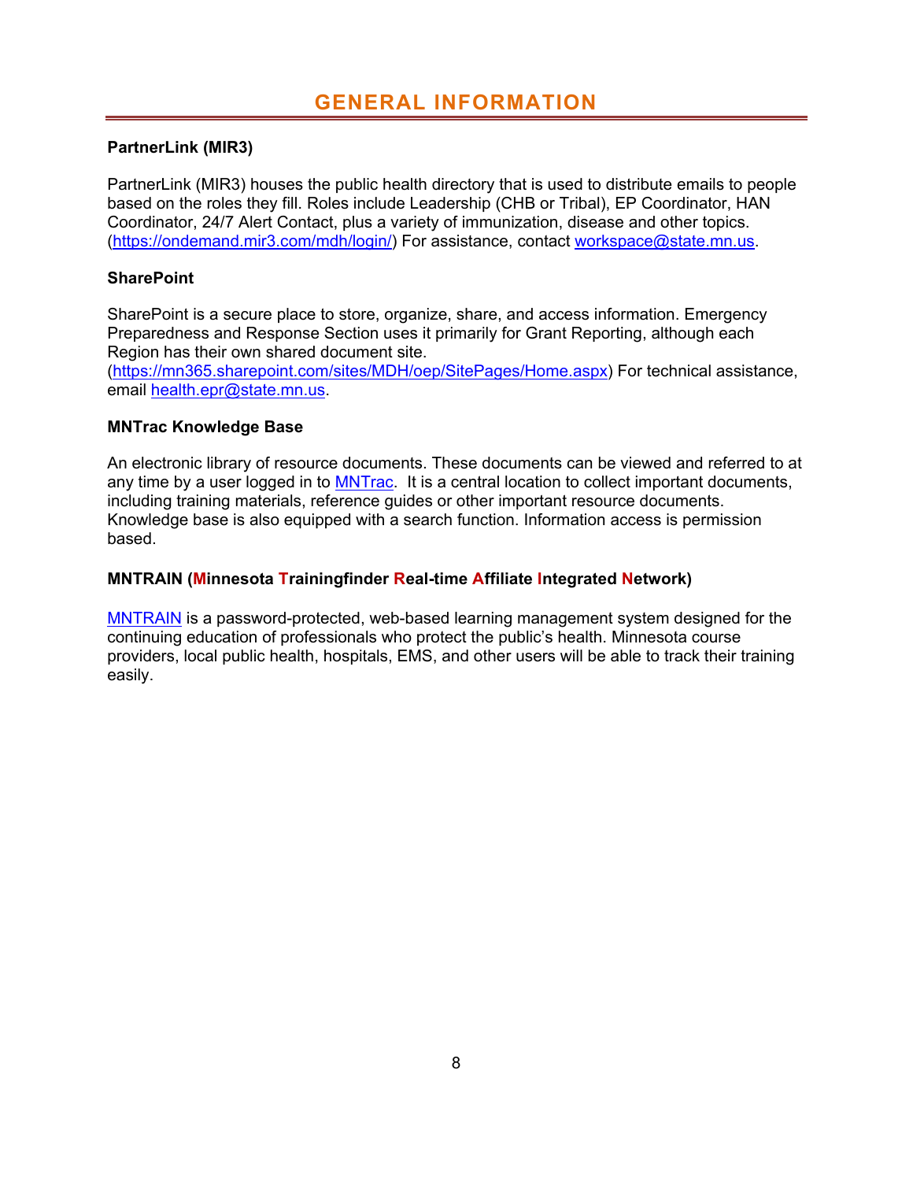# GENERAL INFORMATION

### PartnerLink (MIR3)

PartnerLink (MIR3) houses the public health directory that is used to distribute emails to people based on the roles they fill. Roles include Leadership (CHB or Tribal), EP Coordinator, HAN Coordinator, 24/7 Alert Contact, plus a variety of immunization, disease and other topics. (https://ondemand.mir3.com/mdh/login/) For assistance, contact workspace@state.mn.us.

### SharePoint

SharePoint is a secure place to store, organize, share, and access information. Emergency Preparedness and Response Section uses it primarily for Grant Reporting, although each Region has their own shared document site. (https://mn365.sharepoint.com/sites/MDH/oep/SitePages/Home.aspx) For technical assistance, email health.epr@state.mn.us.

### MNTrac Knowledge Base

An electronic library of resource documents. These documents can be viewed and referred to at any time by a user logged in to MNTrac. It is a central location to collect important documents, including training materials, reference guides or other important resource documents. Knowledge base is also equipped with a search function. Information access is permission based.

### MNTRAIN (Minnesota Trainingfinder Real-time Affiliate Integrated Network)

MNTRAIN is a password-protected, web-based learning management system designed for the continuing education of professionals who protect the public's health. Minnesota course providers, local public health, hospitals, EMS, and other users will be able to track their training easily.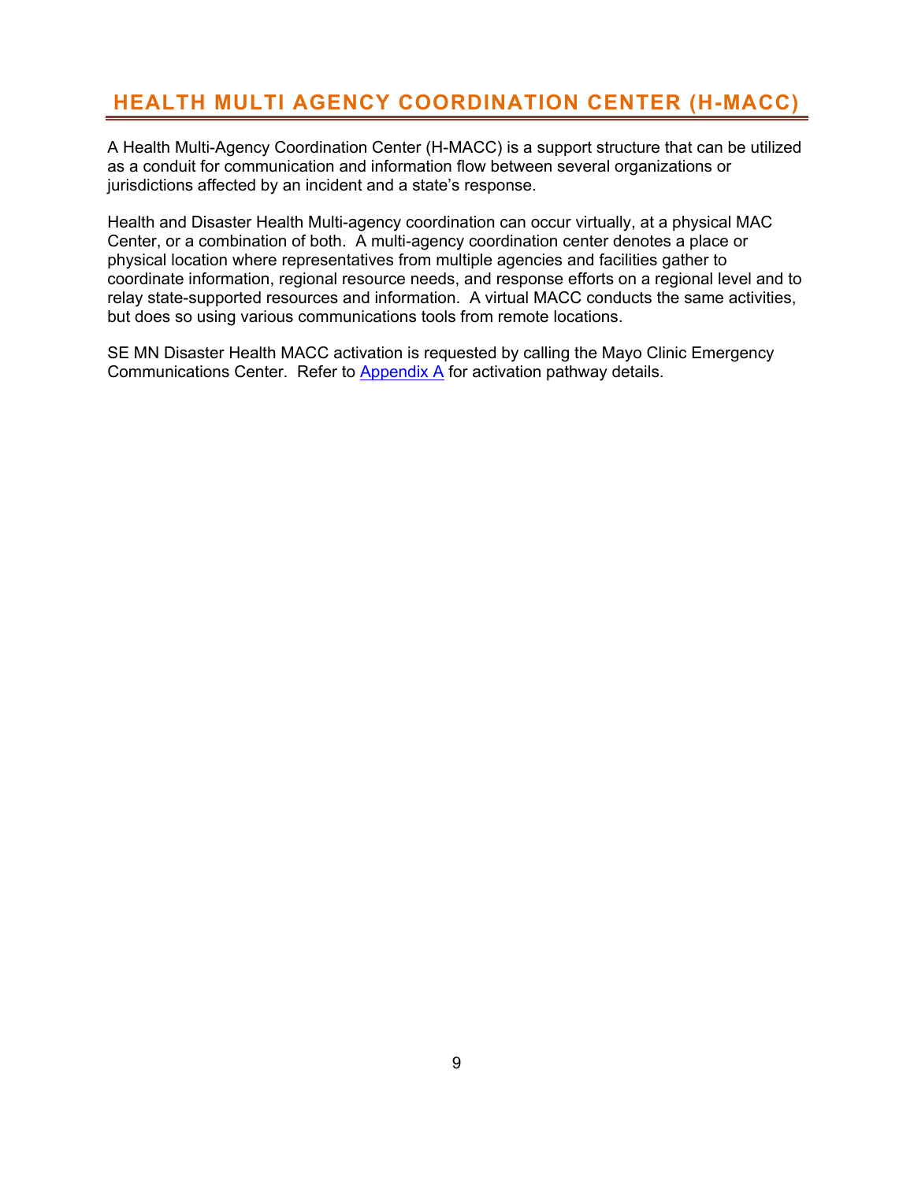# HEALTH MULTI AGENCY COORDINATION CENTER (H-MACC)

A Health Multi-Agency Coordination Center (H-MACC) is a support structure that can be utilized as a conduit for communication and information flow between several organizations or jurisdictions affected by an incident and a state's response.

Health and Disaster Health Multi-agency coordination can occur virtually, at a physical MAC Center, or a combination of both. A multi-agency coordination center denotes a place or physical location where representatives from multiple agencies and facilities gather to coordinate information, regional resource needs, and response efforts on a regional level and to relay state-supported resources and information. A virtual MACC conducts the same activities, but does so using various communications tools from remote locations.

SE MN Disaster Health MACC activation is requested by calling the Mayo Clinic Emergency Communications Center. Refer to Appendix A for activation pathway details.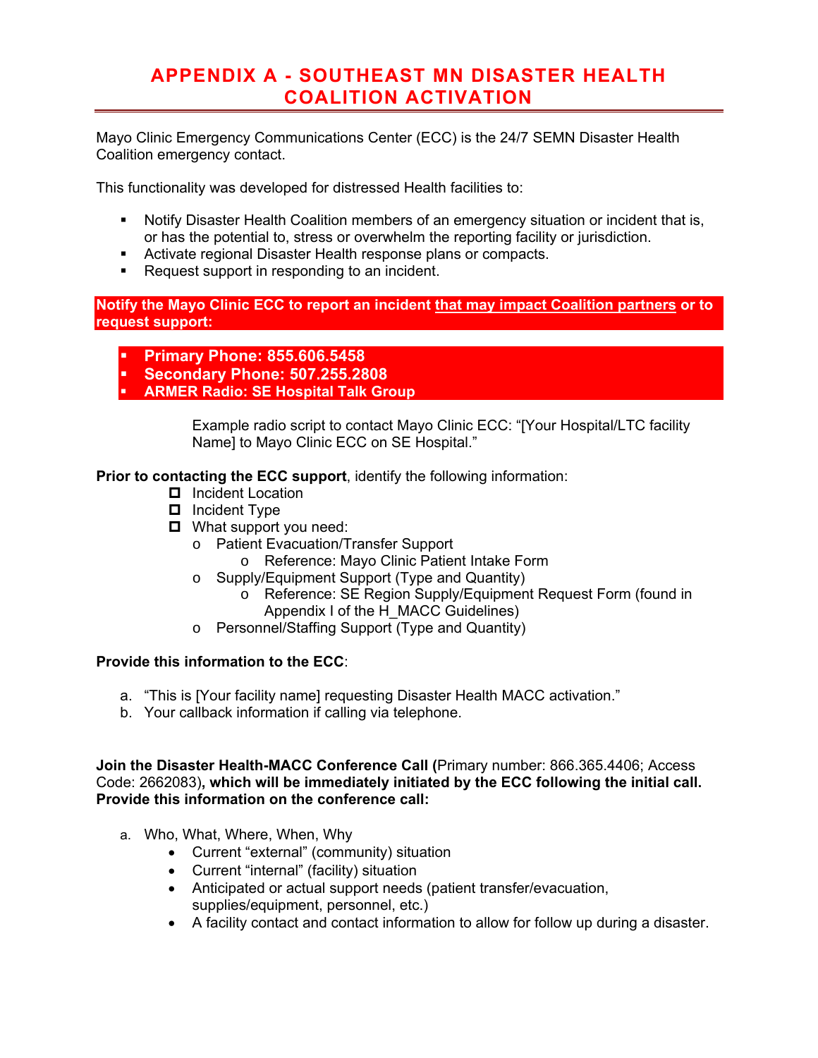# APPENDIX A - SOUTHEAST MN DISASTER HEALTH COALITION ACTIVATION

Mayo Clinic Emergency Communications Center (ECC) is the 24/7 SEMN Disaster Health Coalition emergency contact.

This functionality was developed for distressed Health facilities to:

- Notify Disaster Health Coalition members of an emergency situation or incident that is, or has the potential to, stress or overwhelm the reporting facility or jurisdiction.
- Activate regional Disaster Health response plans or compacts.
- Request support in responding to an incident.

**Notify the Mayo Clinic ECC to report an incident that may impact Coalition partners or to request support:**

- **Primary Phone: 855.606.5458**
- **Secondary Phone: 507.255.2808**
- **ARMER Radio: SE Hospital Talk Group**

Example radio script to contact Mayo Clinic ECC: "[Your Hospital/LTC facility Name] to Mayo Clinic ECC on SE Hospital."

**Prior to contacting the ECC support**, identify the following information:

- [ ] Incident Location
- [ ] Incident Type
- [ ] What support you need:
  - Patient Evacuation/Transfer Support
    - Reference: Mayo Clinic Patient Intake Form
  - Supply/Equipment Support (Type and Quantity)
    - Reference: SE Region Supply/Equipment Request Form (found in Appendix I of the H_MACC Guidelines)
  - Personnel/Staffing Support (Type and Quantity)

**Provide this information to the ECC**:

a. "This is [Your facility name] requesting Disaster Health MACC activation."
b. Your callback information if calling via telephone.

**Join the Disaster Health-MACC Conference Call (**Primary number: 866.365.4406; Access Code: 2662083)**, which will be immediately initiated by the ECC following the initial call. Provide this information on the conference call:**

a. Who, What, Where, When, Why
   - Current "external" (community) situation
   - Current "internal" (facility) situation
   - Anticipated or actual support needs (patient transfer/evacuation, supplies/equipment, personnel, etc.)
   - A facility contact and contact information to allow for follow up during a disaster.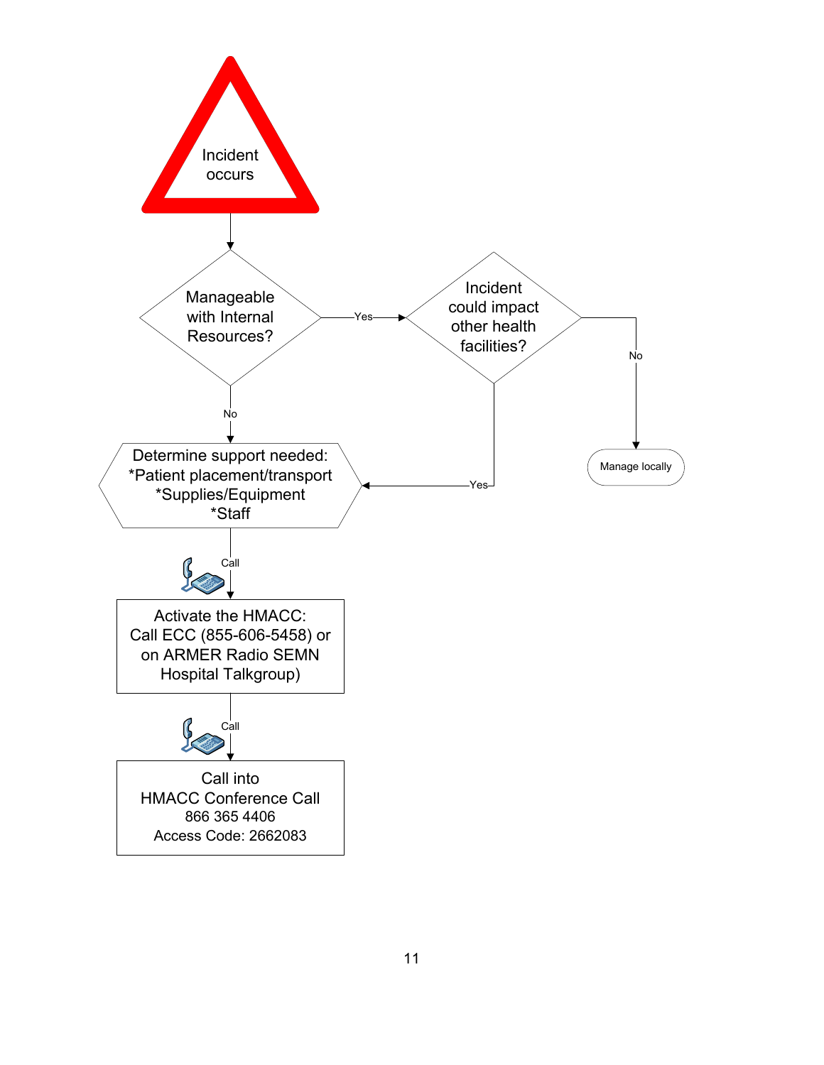Incident occurs

Manageable with Internal Resources?

Yes

Incident could impact other health facilities?

No

Manage locally

No

Yes

Determine support needed:
*Patient placement/transport
*Supplies/Equipment
*Staff

Call

Activate the HMACC:
Call ECC (855-606-5458) or on ARMER Radio SEMN Hospital Talkgroup)

Call

Call into
HMACC Conference Call
866 365 4406
Access Code: 2662083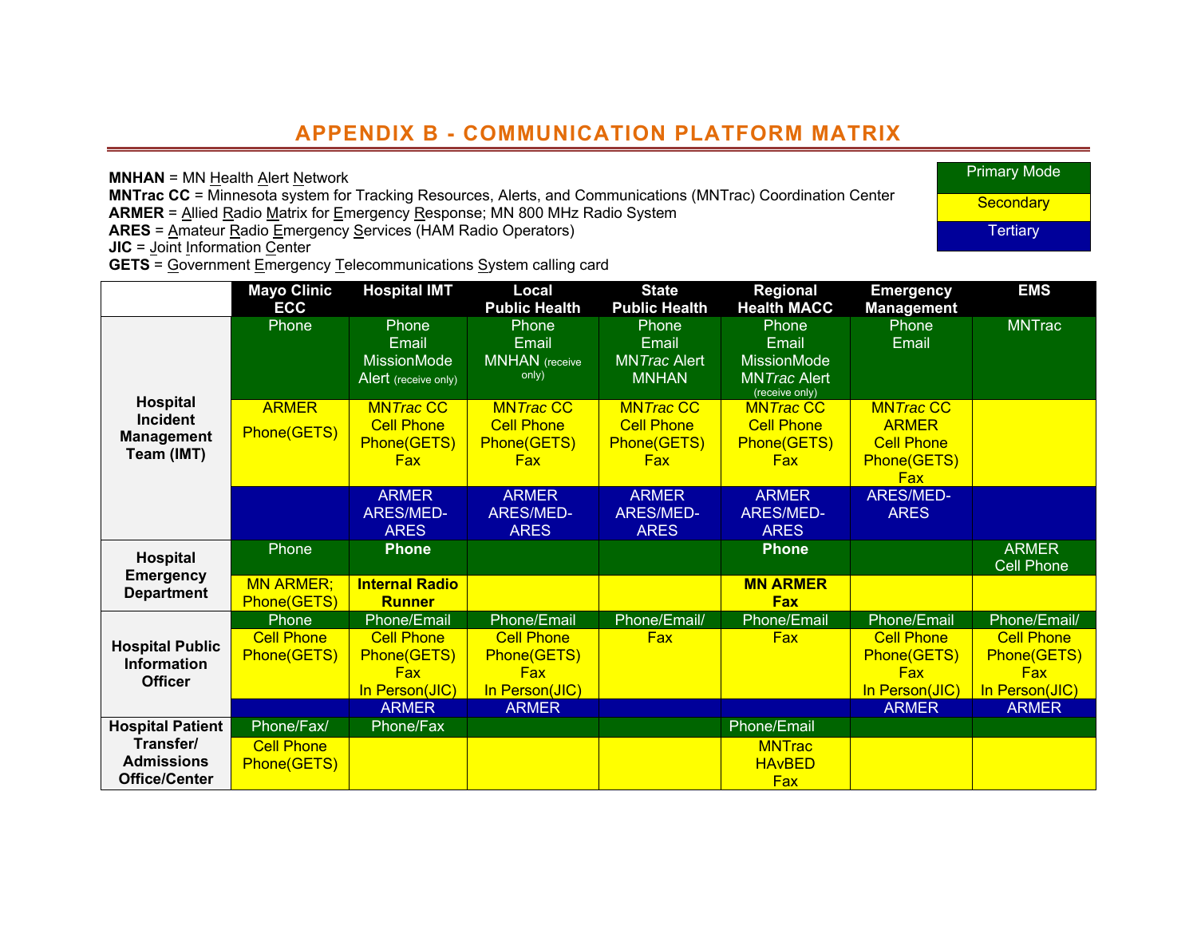# APPENDIX B - COMMUNICATION PLATFORM MATRIX

**MNHAN** = MN Health Alert Network
**MNTrac CC** = Minnesota system for Tracking Resources, Alerts, and Communications (MNTrac) Coordination Center
**ARMER** = Allied Radio Matrix for Emergency Response; MN 800 MHz Radio System
**ARES** = Amateur Radio Emergency Services (HAM Radio Operators)
**JIC** = Joint Information Center
**GETS** = Government Emergency Telecommunications System calling card

| Legend |
|---|
| Primary Mode |
| Secondary |
| Tertiary |

| | Mode | Mayo Clinic ECC | Hospital IMT | Local Public Health | State Public Health | Regional Health MACC | Emergency Management | EMS |
|---|---|---|---|---|---|---|---|---|
| **Hospital Incident Management Team (IMT)** | Primary | Phone | Phone<br>Email<br>MissionMode Alert (receive only) | Phone<br>Email<br>MNHAN (receive only) | Phone<br>Email<br>MN*Trac* Alert<br>MNHAN | Phone<br>Email<br>MissionMode<br>MN*Trac* Alert (receive only) | Phone<br>Email | MNTrac |
| | Secondary | ARMER<br>Phone(GETS) | MN*Trac* CC<br>Cell Phone<br>Phone(GETS)<br>Fax | MN*Trac* CC<br>Cell Phone<br>Phone(GETS)<br>Fax | MN*Trac* CC<br>Cell Phone<br>Phone(GETS)<br>Fax | MN*Trac* CC<br>Cell Phone<br>Phone(GETS)<br>Fax | MN*Trac* CC<br>ARMER<br>Cell Phone<br>Phone(GETS)<br>Fax | |
| | Tertiary | | ARMER<br>ARES/MED-ARES | ARMER<br>ARES/MED-ARES | ARMER<br>ARES/MED-ARES | ARMER<br>ARES/MED-ARES | ARES/MED-ARES | |
| **Hospital Emergency Department** | Primary | Phone | **Phone** | | | **Phone** | | ARMER<br>Cell Phone |
| | Secondary | MN ARMER;<br>Phone(GETS) | **Internal Radio Runner** | | | **MN ARMER**<br>**Fax** | | |
| **Hospital Public Information Officer** | Primary | Phone | Phone/Email | Phone/Email | Phone/Email/ | Phone/Email | Phone/Email | Phone/Email/ |
| | Secondary | Cell Phone<br>Phone(GETS) | Cell Phone<br>Phone(GETS)<br>Fax<br>In Person(JIC) | Cell Phone<br>Phone(GETS)<br>Fax<br>In Person(JIC) | Fax | Fax | Cell Phone<br>Phone(GETS)<br>Fax<br>In Person(JIC) | Cell Phone<br>Phone(GETS)<br>Fax<br>In Person(JIC) |
| | Tertiary | | ARMER | ARMER | | | ARMER | ARMER |
| **Hospital Patient Transfer/ Admissions Office/Center** | Primary | Phone/Fax/ | Phone/Fax | | | Phone/Email | | |
| | Secondary | Cell Phone<br>Phone(GETS) | | | | MNTrac<br>HAvBED<br>Fax | | |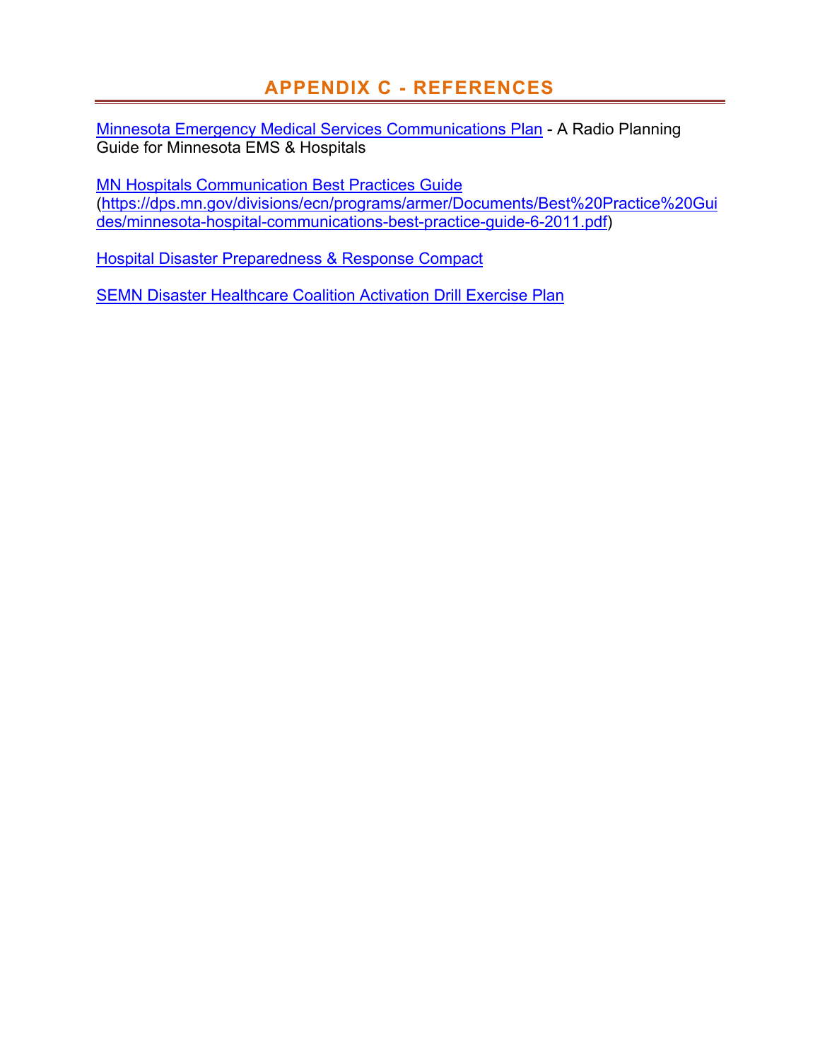# APPENDIX C - REFERENCES

[Minnesota Emergency Medical Services Communications Plan]() - A Radio Planning Guide for Minnesota EMS & Hospitals

[MN Hospitals Communication Best Practices Guide]()
([https://dps.mn.gov/divisions/ecn/programs/armer/Documents/Best%20Practice%20Guides/minnesota-hospital-communications-best-practice-guide-6-2011.pdf](https://dps.mn.gov/divisions/ecn/programs/armer/Documents/Best%20Practice%20Guides/minnesota-hospital-communications-best-practice-guide-6-2011.pdf))

[Hospital Disaster Preparedness & Response Compact]()

[SEMN Disaster Healthcare Coalition Activation Drill Exercise Plan]()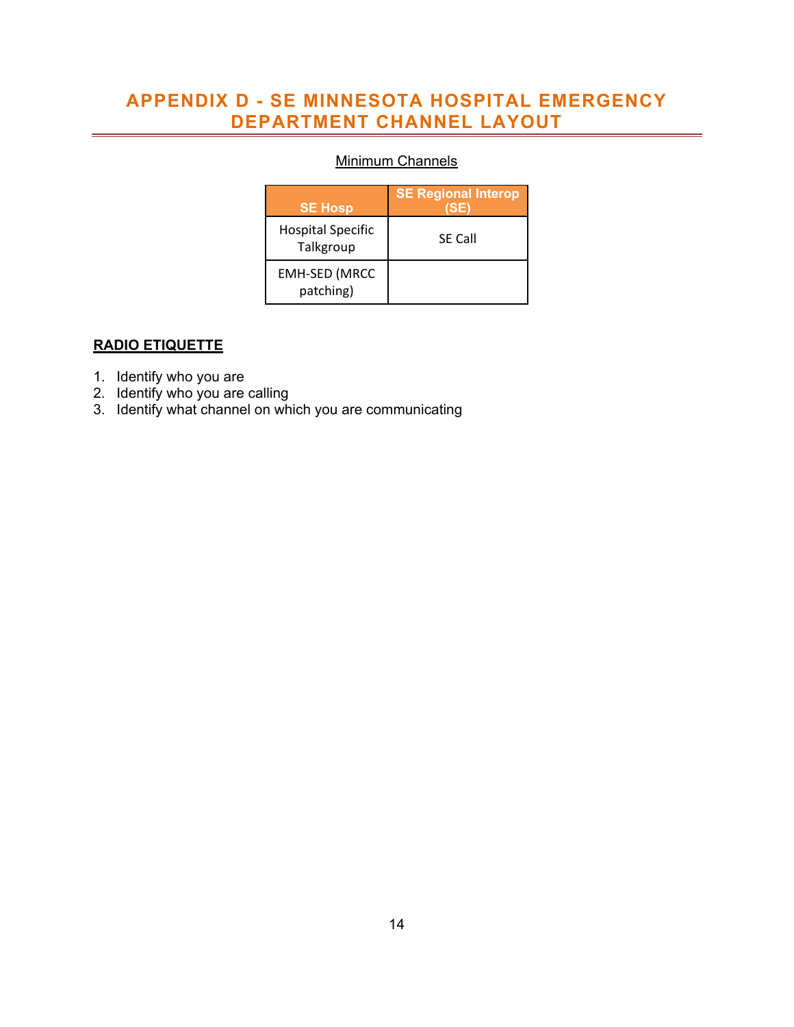# APPENDIX D - SE MINNESOTA HOSPITAL EMERGENCY DEPARTMENT CHANNEL LAYOUT

<u>Minimum Channels</u>

| SE Hosp | SE Regional Interop (SE) |
|---|---|
| Hospital Specific Talkgroup | SE Call |
| EMH-SED (MRCC patching) | |

## RADIO ETIQUETTE

1. Identify who you are
2. Identify who you are calling
3. Identify what channel on which you are communicating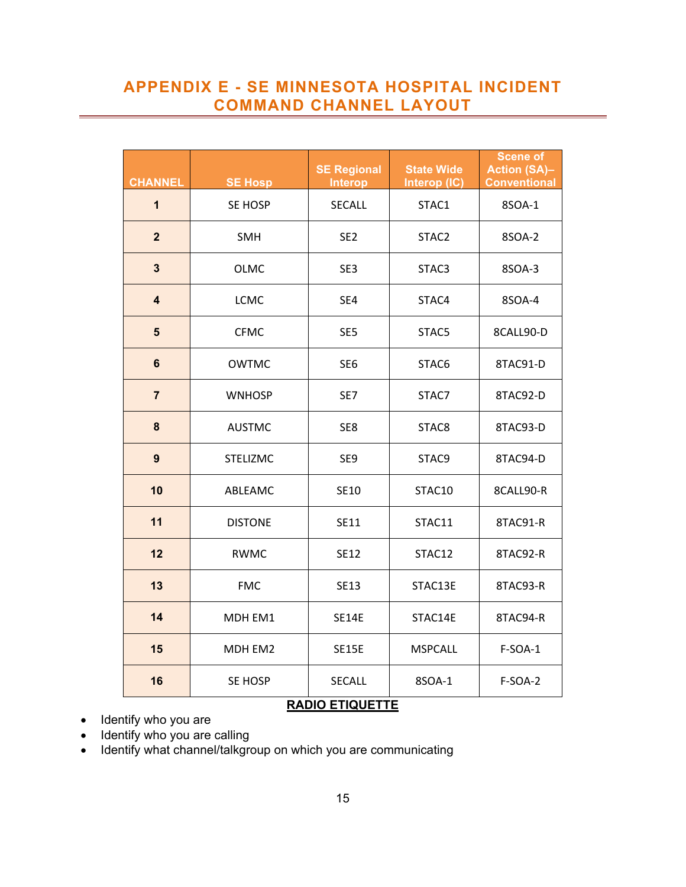## APPENDIX E - SE MINNESOTA HOSPITAL INCIDENT COMMAND CHANNEL LAYOUT

| CHANNEL | SE Hosp | SE Regional Interop | State Wide Interop (IC) | Scene of Action (SA)– Conventional |
|---|---|---|---|---|
| 1 | SE HOSP | SECALL | STAC1 | 8SOA-1 |
| 2 | SMH | SE2 | STAC2 | 8SOA-2 |
| 3 | OLMC | SE3 | STAC3 | 8SOA-3 |
| 4 | LCMC | SE4 | STAC4 | 8SOA-4 |
| 5 | CFMC | SE5 | STAC5 | 8CALL90-D |
| 6 | OWTMC | SE6 | STAC6 | 8TAC91-D |
| 7 | WNHOSP | SE7 | STAC7 | 8TAC92-D |
| 8 | AUSTMC | SE8 | STAC8 | 8TAC93-D |
| 9 | STELIZMC | SE9 | STAC9 | 8TAC94-D |
| 10 | ABLEAMC | SE10 | STAC10 | 8CALL90-R |
| 11 | DISTONE | SE11 | STAC11 | 8TAC91-R |
| 12 | RWMC | SE12 | STAC12 | 8TAC92-R |
| 13 | FMC | SE13 | STAC13E | 8TAC93-R |
| 14 | MDH EM1 | SE14E | STAC14E | 8TAC94-R |
| 15 | MDH EM2 | SE15E | MSPCALL | F-SOA-1 |
| 16 | SE HOSP | SECALL | 8SOA-1 | F-SOA-2 |

**RADIO ETIQUETTE**

- Identify who you are
- Identify who you are calling
- Identify what channel/talkgroup on which you are communicating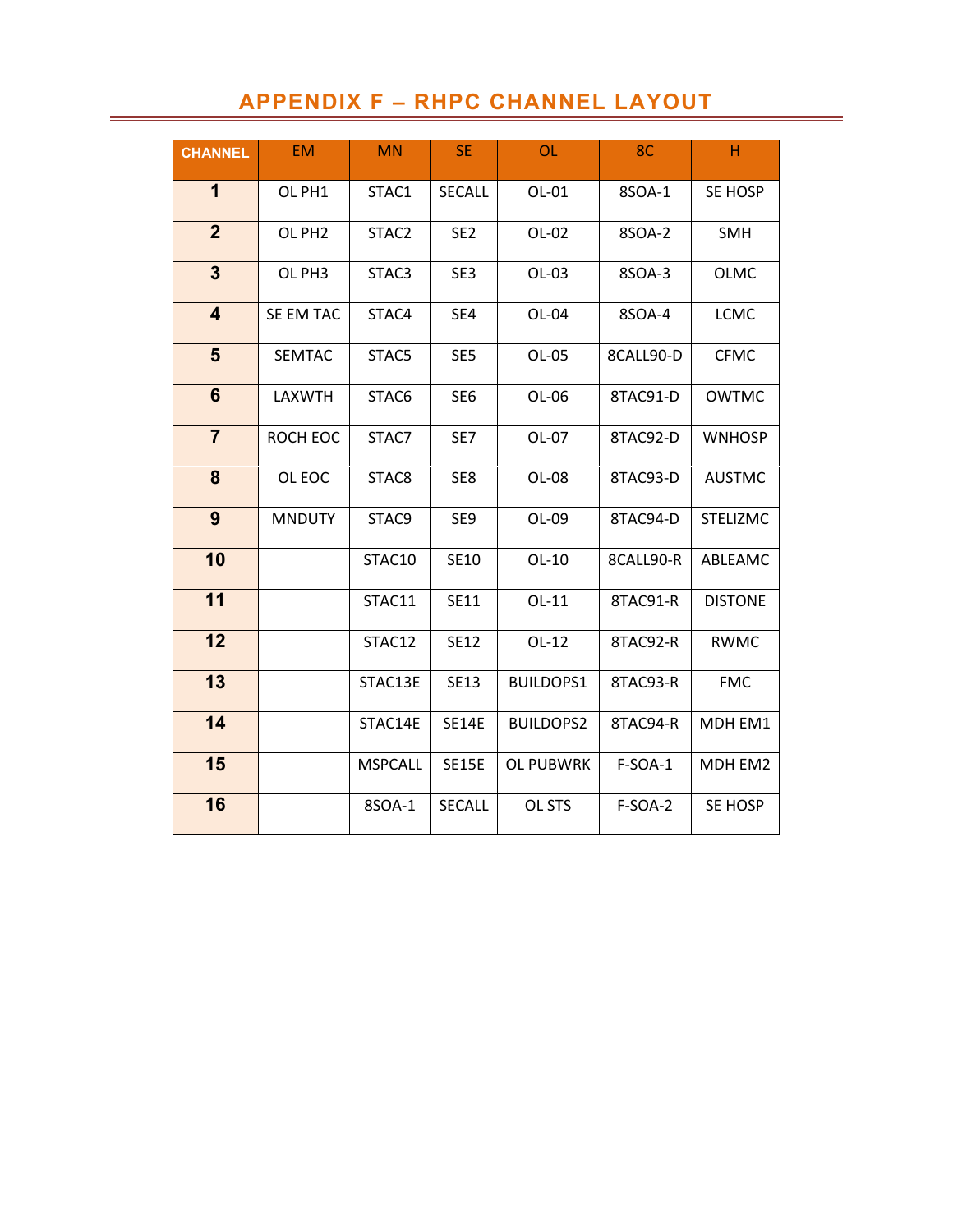# APPENDIX F – RHPC CHANNEL LAYOUT

| CHANNEL | EM | MN | SE | OL | 8C | H |
|---|---|---|---|---|---|---|
| **1** | OL PH1 | STAC1 | SECALL | OL-01 | 8SOA-1 | SE HOSP |
| **2** | OL PH2 | STAC2 | SE2 | OL-02 | 8SOA-2 | SMH |
| **3** | OL PH3 | STAC3 | SE3 | OL-03 | 8SOA-3 | OLMC |
| **4** | SE EM TAC | STAC4 | SE4 | OL-04 | 8SOA-4 | LCMC |
| **5** | SEMTAC | STAC5 | SE5 | OL-05 | 8CALL90-D | CFMC |
| **6** | LAXWTH | STAC6 | SE6 | OL-06 | 8TAC91-D | OWTMC |
| **7** | ROCH EOC | STAC7 | SE7 | OL-07 | 8TAC92-D | WNHOSP |
| **8** | OL EOC | STAC8 | SE8 | OL-08 | 8TAC93-D | AUSTMC |
| **9** | MNDUTY | STAC9 | SE9 | OL-09 | 8TAC94-D | STELIZMC |
| **10** | | STAC10 | SE10 | OL-10 | 8CALL90-R | ABLEAMC |
| **11** | | STAC11 | SE11 | OL-11 | 8TAC91-R | DISTONE |
| **12** | | STAC12 | SE12 | OL-12 | 8TAC92-R | RWMC |
| **13** | | STAC13E | SE13 | BUILDOPS1 | 8TAC93-R | FMC |
| **14** | | STAC14E | SE14E | BUILDOPS2 | 8TAC94-R | MDH EM1 |
| **15** | | MSPCALL | SE15E | OL PUBWRK | F-SOA-1 | MDH EM2 |
| **16** | | 8SOA-1 | SECALL | OL STS | F-SOA-2 | SE HOSP |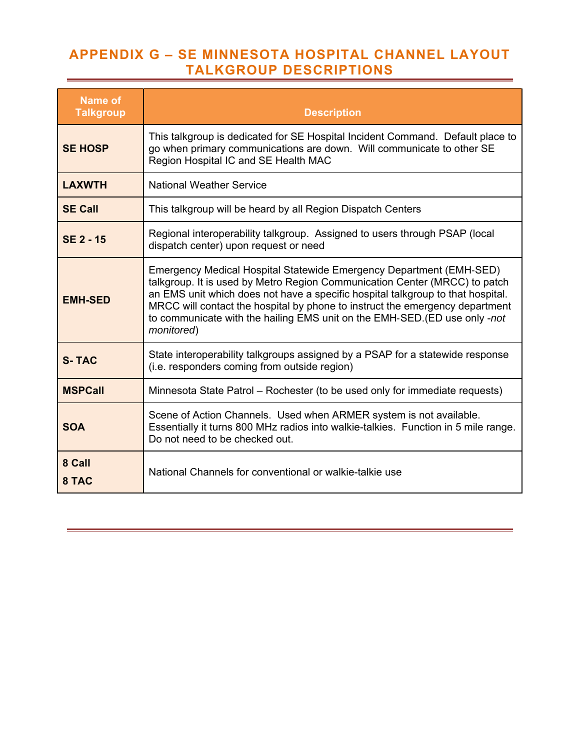# APPENDIX G – SE MINNESOTA HOSPITAL CHANNEL LAYOUT TALKGROUP DESCRIPTIONS

| Name of Talkgroup | Description |
|---|---|
| **SE HOSP** | This talkgroup is dedicated for SE Hospital Incident Command. Default place to go when primary communications are down. Will communicate to other SE Region Hospital IC and SE Health MAC |
| **LAXWTH** | National Weather Service |
| **SE Call** | This talkgroup will be heard by all Region Dispatch Centers |
| **SE 2 - 15** | Regional interoperability talkgroup. Assigned to users through PSAP (local dispatch center) upon request or need |
| **EMH-SED** | Emergency Medical Hospital Statewide Emergency Department (EMH-SED) talkgroup. It is used by Metro Region Communication Center (MRCC) to patch an EMS unit which does not have a specific hospital talkgroup to that hospital. MRCC will contact the hospital by phone to instruct the emergency department to communicate with the hailing EMS unit on the EMH-SED.(ED use only -*not monitored*) |
| **S- TAC** | State interoperability talkgroups assigned by a PSAP for a statewide response (i.e. responders coming from outside region) |
| **MSPCall** | Minnesota State Patrol – Rochester (to be used only for immediate requests) |
| **SOA** | Scene of Action Channels. Used when ARMER system is not available. Essentially it turns 800 MHz radios into walkie-talkies. Function in 5 mile range. Do not need to be checked out. |
| **8 Call** **8 TAC** | National Channels for conventional or walkie-talkie use |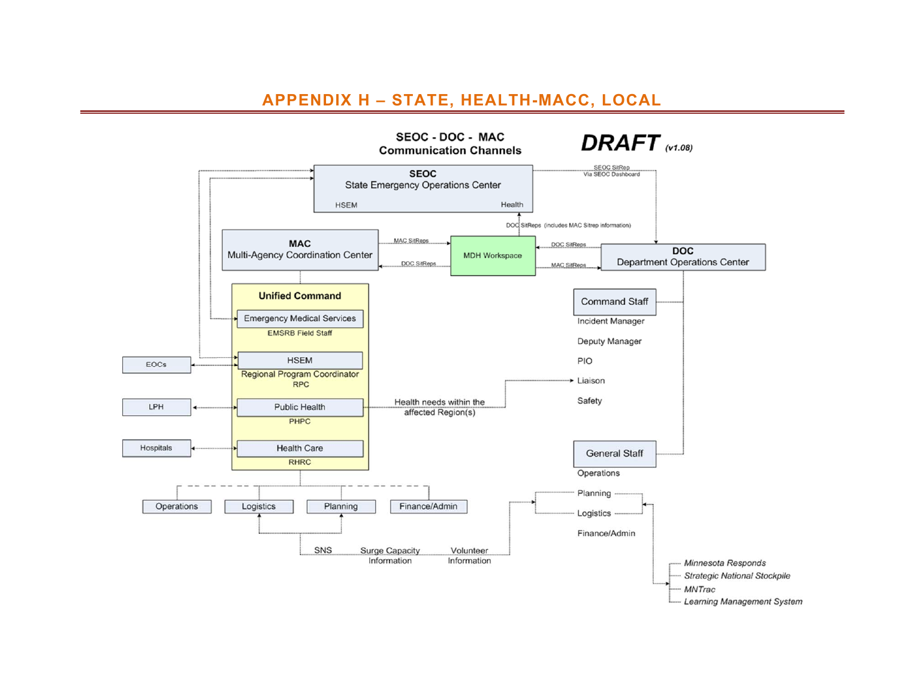## APPENDIX H – STATE, HEALTH-MACC, LOCAL

**SEOC - DOC - MAC Communication Channels**

**DRAFT** *(v1.08)*

**SEOC**
State Emergency Operations Center
HSEM — Health

SEOC SitRep Via SEOC Dashboard

DOC SitReps (includes MAC Sitrep information)

**MAC**
Multi-Agency Coordination Center

MAC SitReps

DOC SitReps

MDH Workspace

DOC SitReps

MAC SitReps

**DOC**
Department Operations Center

**Unified Command**

- Emergency Medical Services — EMSRB Field Staff
- HSEM — Regional Program Coordinator RPC
- Public Health — PHPC
- Health Care — RHRC

EOCs

LPH

Hospitals

Health needs within the affected Region(s)

Command Staff
- Incident Manager
- Deputy Manager
- PIO
- Liaison
- Safety

General Staff
- Operations
- Planning
- Logistics
- Finance/Admin

Operations — Logistics — Planning — Finance/Admin

SNS — Surge Capacity Information — Volunteer Information

- *Minnesota Responds*
- *Strategic National Stockpile*
- *MNTrac*
- *Learning Management System*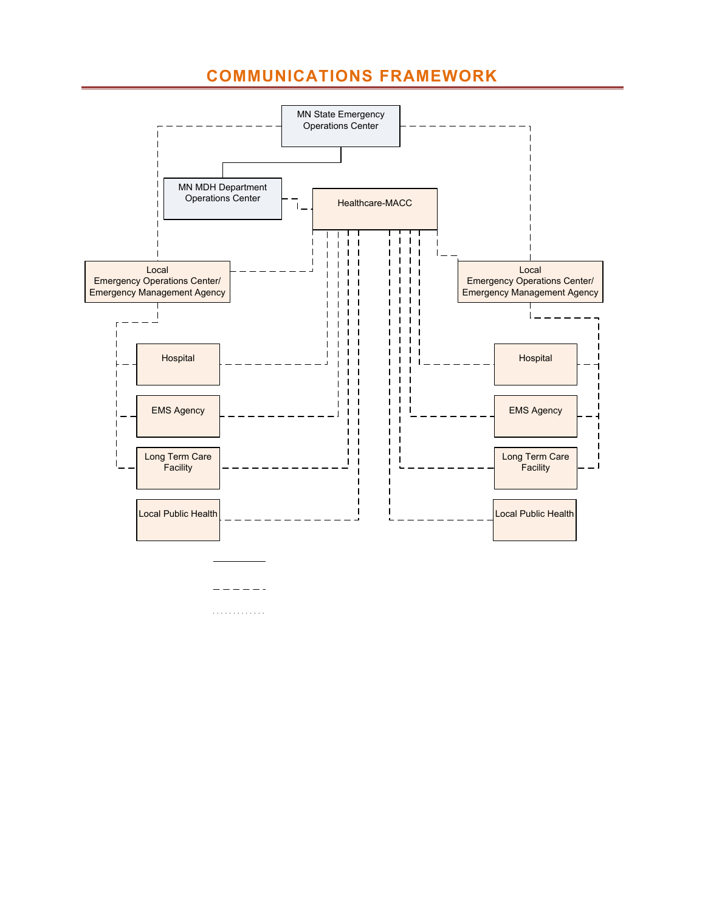# COMMUNICATIONS FRAMEWORK

MN State Emergency Operations Center

MN MDH Department Operations Center

Healthcare-MACC

Local Emergency Operations Center/ Emergency Management Agency

Local Emergency Operations Center/ Emergency Management Agency

Hospital

EMS Agency

Long Term Care Facility

Local Public Health

Hospital

EMS Agency

Long Term Care Facility

Local Public Health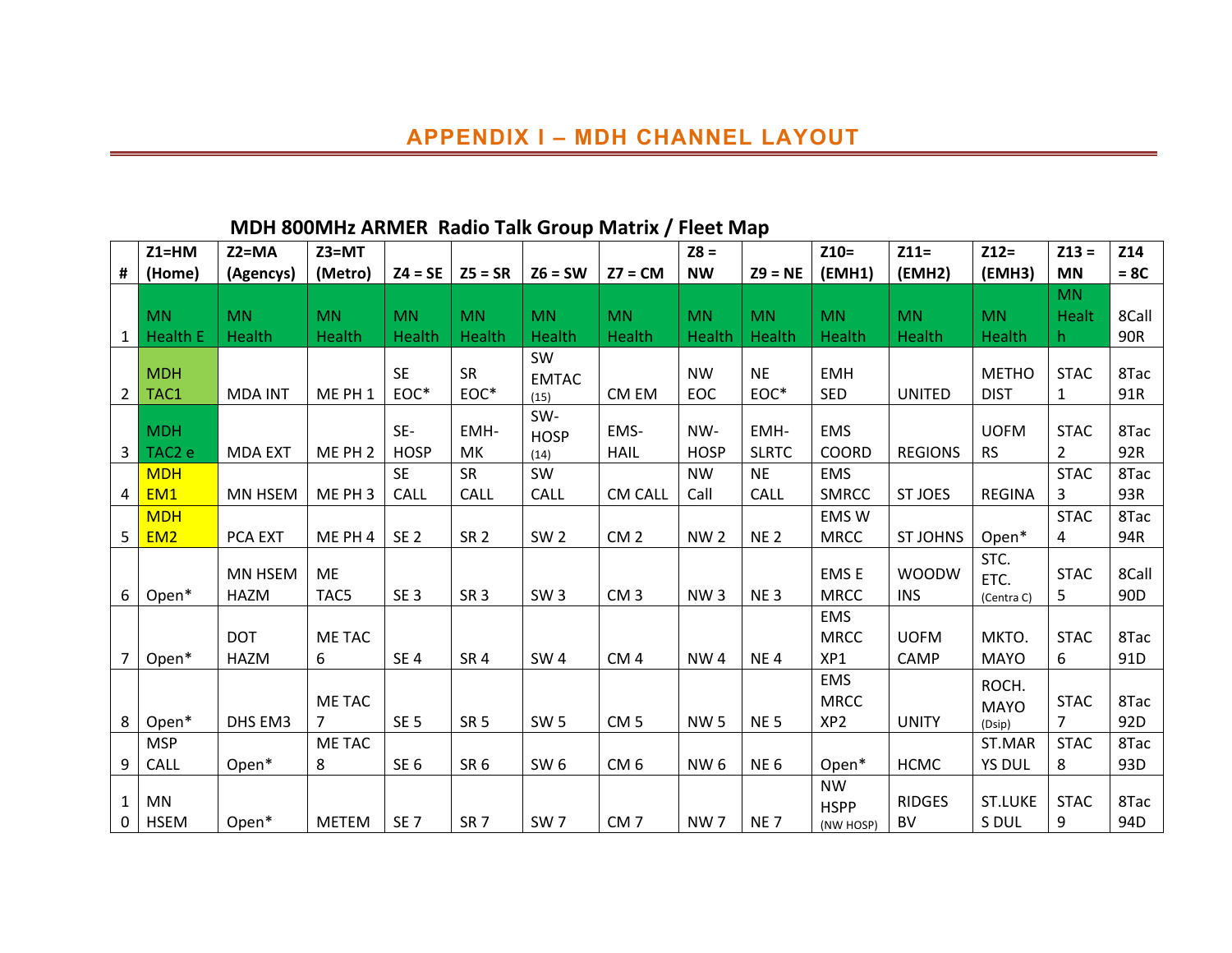# APPENDIX I – MDH CHANNEL LAYOUT

## MDH 800MHz ARMER Radio Talk Group Matrix / Fleet Map

| # | Z1=HM (Home) | Z2=MA (Agencys) | Z3=MT (Metro) | Z4 = SE | Z5 = SR | Z6 = SW | Z7 = CM | Z8 = NW | Z9 = NE | Z10= (EMH1) | Z11= (EMH2) | Z12= (EMH3) | Z13 = MN | Z14 = 8C |
|---|---|---|---|---|---|---|---|---|---|---|---|---|---|---|
| 1 | MN Health E | MN Health | MN Health | MN Health | MN Health | MN Health | MN Health | MN Health | MN Health | MN Health | MN Health | MN Health | MN Health | 8Call 90R |
| 2 | MDH TAC1 | MDA INT | ME PH 1 | SE EOC* | SR EOC* | SW EMTAC (15) | CM EM | NW EOC | NE EOC* | EMH SED | UNITED | METHO DIST | STAC 1 | 8Tac 91R |
| 3 | MDH TAC2 e | MDA EXT | ME PH 2 | SE-HOSP | EMH-MK | SW-HOSP (14) | EMS-HAIL | NW-HOSP | EMH-SLRTC | EMS COORD | REGIONS | UOFM RS | STAC 2 | 8Tac 92R |
| 4 | MDH EM1 | MN HSEM | ME PH 3 | SE CALL | SR CALL | SW CALL | CM CALL | NW Call | NE CALL | EMS SMRCC | ST JOES | REGINA | STAC 3 | 8Tac 93R |
| 5 | MDH EM2 | PCA EXT | ME PH 4 | SE 2 | SR 2 | SW 2 | CM 2 | NW 2 | NE 2 | EMS W MRCC | ST JOHNS | Open* | STAC 4 | 8Tac 94R |
| 6 | Open* | MN HSEM HAZM | ME TAC5 | SE 3 | SR 3 | SW 3 | CM 3 | NW 3 | NE 3 | EMS E MRCC | WOODW INS | STC. ETC. (Centra C) | STAC 5 | 8Call 90D |
| 7 | Open* | DOT HAZM | ME TAC 6 | SE 4 | SR 4 | SW 4 | CM 4 | NW 4 | NE 4 | EMS MRCC XP1 | UOFM CAMP | MKTO. MAYO | STAC 6 | 8Tac 91D |
| 8 | Open* | DHS EM3 | ME TAC 7 | SE 5 | SR 5 | SW 5 | CM 5 | NW 5 | NE 5 | EMS MRCC XP2 | UNITY | ROCH. MAYO (Dsip) | STAC 7 | 8Tac 92D |
| 9 | MSP CALL | Open* | ME TAC 8 | SE 6 | SR 6 | SW 6 | CM 6 | NW 6 | NE 6 | Open* | HCMC | ST.MAR YS DUL | STAC 8 | 8Tac 93D |
| 10 | MN HSEM | Open* | METEM | SE 7 | SR 7 | SW 7 | CM 7 | NW 7 | NE 7 | NW HSPP (NW HOSP) | RIDGES BV | ST.LUKE S DUL | STAC 9 | 8Tac 94D |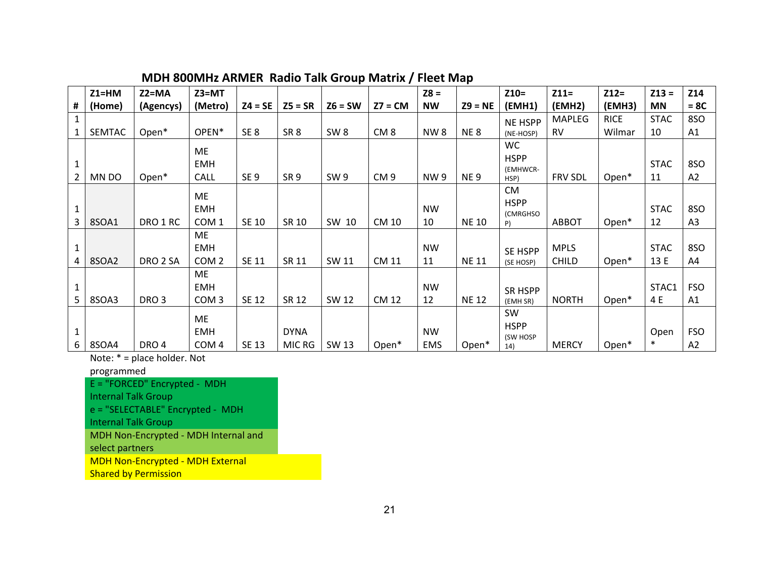## MDH 800MHz ARMER Radio Talk Group Matrix / Fleet Map

| # | Z1=HM (Home) | Z2=MA (Agencys) | Z3=MT (Metro) | Z4 = SE | Z5 = SR | Z6 = SW | Z7 = CM | Z8 = NW | Z9 = NE | Z10= (EMH1) | Z11= (EMH2) | Z12= (EMH3) | Z13 = MN | Z14 = 8C |
|---|---|---|---|---|---|---|---|---|---|---|---|---|---|---|
| 11 | SEMTAC | Open* | OPEN* | SE 8 | SR 8 | SW 8 | CM 8 | NW 8 | NE 8 | NE HSPP (NE-HOSP) | MAPLEG RV | RICE Wilmar | STAC 10 | 8SO A1 |
| 12 | MN DO | Open* | ME EMH CALL | SE 9 | SR 9 | SW 9 | CM 9 | NW 9 | NE 9 | WC HSPP (EMHWCR-HSP) | FRV SDL | Open* | STAC 11 | 8SO A2 |
| 13 | 8SOA1 | DRO 1 RC | ME EMH COM 1 | SE 10 | SR 10 | SW 10 | CM 10 | NW 10 | NE 10 | CM HSPP (CMRGHSOP) | ABBOT | Open* | STAC 12 | 8SO A3 |
| 14 | 8SOA2 | DRO 2 SA | ME EMH COM 2 | SE 11 | SR 11 | SW 11 | CM 11 | NW 11 | NE 11 | SE HSPP (SE HOSP) | MPLS CHILD | Open* | STAC 13 E | 8SO A4 |
| 15 | 8SOA3 | DRO 3 | ME EMH COM 3 | SE 12 | SR 12 | SW 12 | CM 12 | NW 12 | NE 12 | SR HSPP (EMH SR) | NORTH | Open* | STAC14 E | FSO A1 |
| 16 | 8SOA4 | DRO 4 | ME EMH COM 4 | SE 13 | DYNA MIC RG | SW 13 | Open* | NW EMS | Open* | SW HSPP (SW HOSP 14) | MERCY | Open* | Open * | FSO A2 |

Note: * = place holder. Not programmed

E = "FORCED" Encrypted - MDH Internal Talk Group

e = "SELECTABLE" Encrypted - MDH Internal Talk Group

MDH Non-Encrypted - MDH Internal and select partners

MDH Non-Encrypted - MDH External Shared by Permission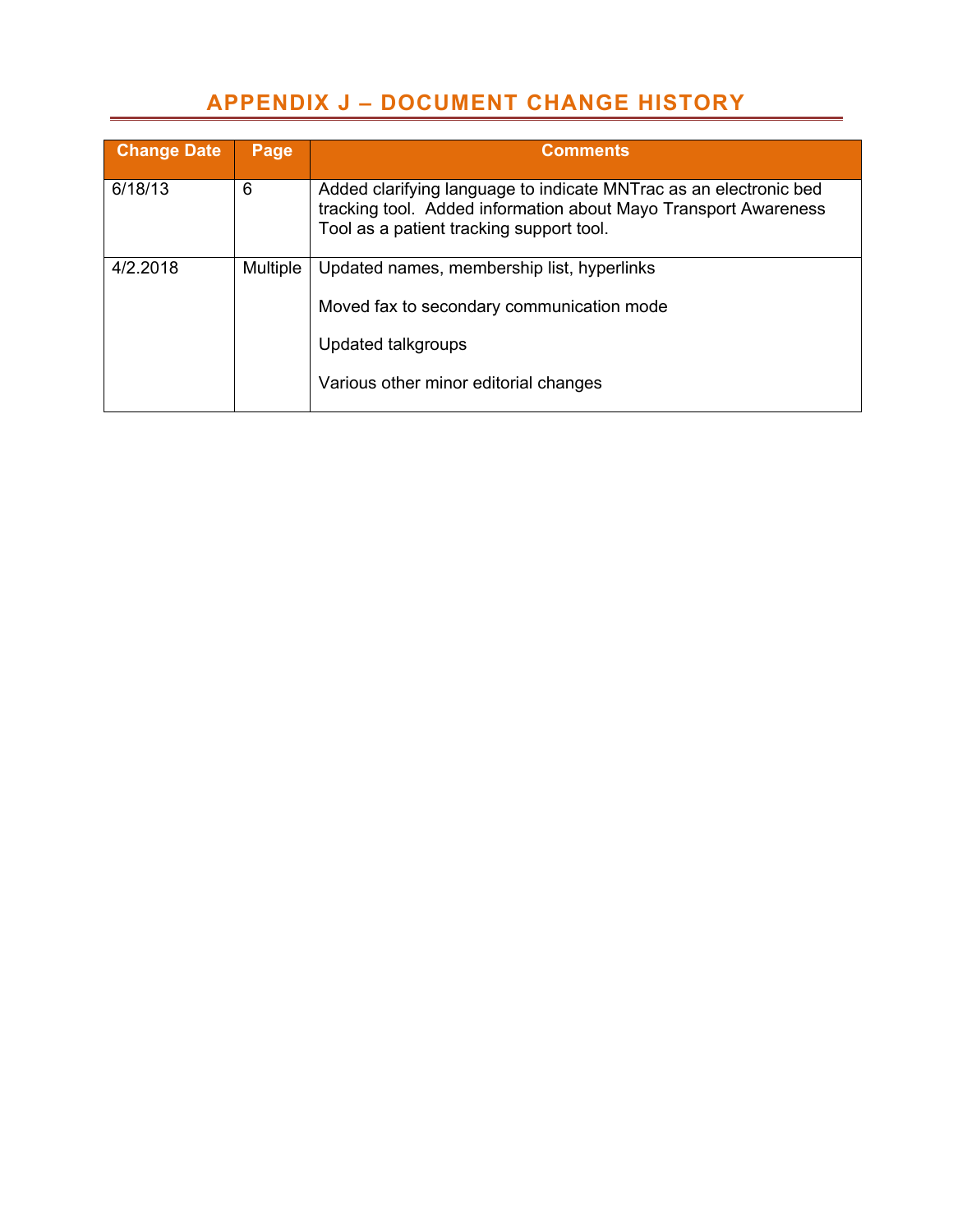# APPENDIX J – DOCUMENT CHANGE HISTORY

| Change Date | Page | Comments |
|---|---|---|
| 6/18/13 | 6 | Added clarifying language to indicate MNTrac as an electronic bed tracking tool. Added information about Mayo Transport Awareness Tool as a patient tracking support tool. |
| 4/2.2018 | Multiple | Updated names, membership list, hyperlinks<br><br>Moved fax to secondary communication mode<br><br>Updated talkgroups<br><br>Various other minor editorial changes |